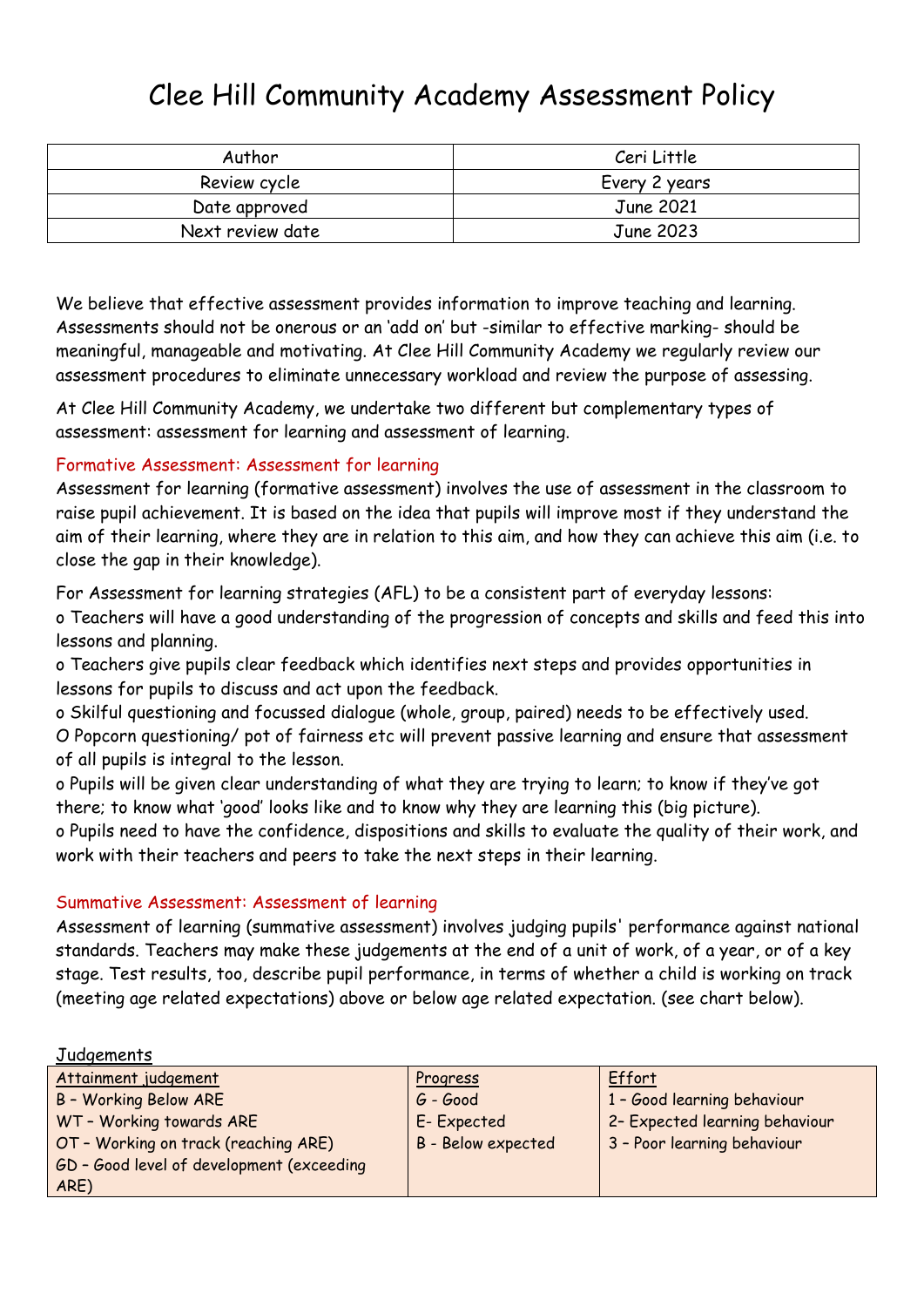# Clee Hill Community Academy Assessment Policy

| Author | Ceri Little |
| --- | --- |
| Review cycle | Every 2 years |
| Date approved | June 2021 |
| Next review date | June 2023 |

We believe that effective assessment provides information to improve teaching and learning. Assessments should not be onerous or an 'add on' but -similar to effective marking- should be meaningful, manageable and motivating. At Clee Hill Community Academy we regularly review our assessment procedures to eliminate unnecessary workload and review the purpose of assessing.

At Clee Hill Community Academy, we undertake two different but complementary types of assessment: assessment for learning and assessment of learning.

## Formative Assessment: Assessment for learning

Assessment for learning (formative assessment) involves the use of assessment in the classroom to raise pupil achievement. It is based on the idea that pupils will improve most if they understand the aim of their learning, where they are in relation to this aim, and how they can achieve this aim (i.e. to close the gap in their knowledge).

For Assessment for learning strategies (AFL) to be a consistent part of everyday lessons:

- Teachers will have a good understanding of the progression of concepts and skills and feed this into lessons and planning.
- Teachers give pupils clear feedback which identifies next steps and provides opportunities in lessons for pupils to discuss and act upon the feedback.
- Skilful questioning and focussed dialogue (whole, group, paired) needs to be effectively used.
- Popcorn questioning/ pot of fairness etc will prevent passive learning and ensure that assessment of all pupils is integral to the lesson.
- Pupils will be given clear understanding of what they are trying to learn; to know if they've got there; to know what 'good' looks like and to know why they are learning this (big picture).
- Pupils need to have the confidence, dispositions and skills to evaluate the quality of their work, and work with their teachers and peers to take the next steps in their learning.

## Summative Assessment: Assessment of learning

Assessment of learning (summative assessment) involves judging pupils' performance against national standards. Teachers may make these judgements at the end of a unit of work, of a year, or of a key stage. Test results, too, describe pupil performance, in terms of whether a child is working on track (meeting age related expectations) above or below age related expectation. (see chart below).

Judgements

| Attainment judgement | Progress | Effort |
| --- | --- | --- |
| B – Working Below ARE | G - Good | 1 – Good learning behaviour |
| WT – Working towards ARE | E- Expected | 2– Expected learning behaviour |
| OT – Working on track (reaching ARE) | B - Below expected | 3 – Poor learning behaviour |
| GD – Good level of development (exceeding ARE) | | |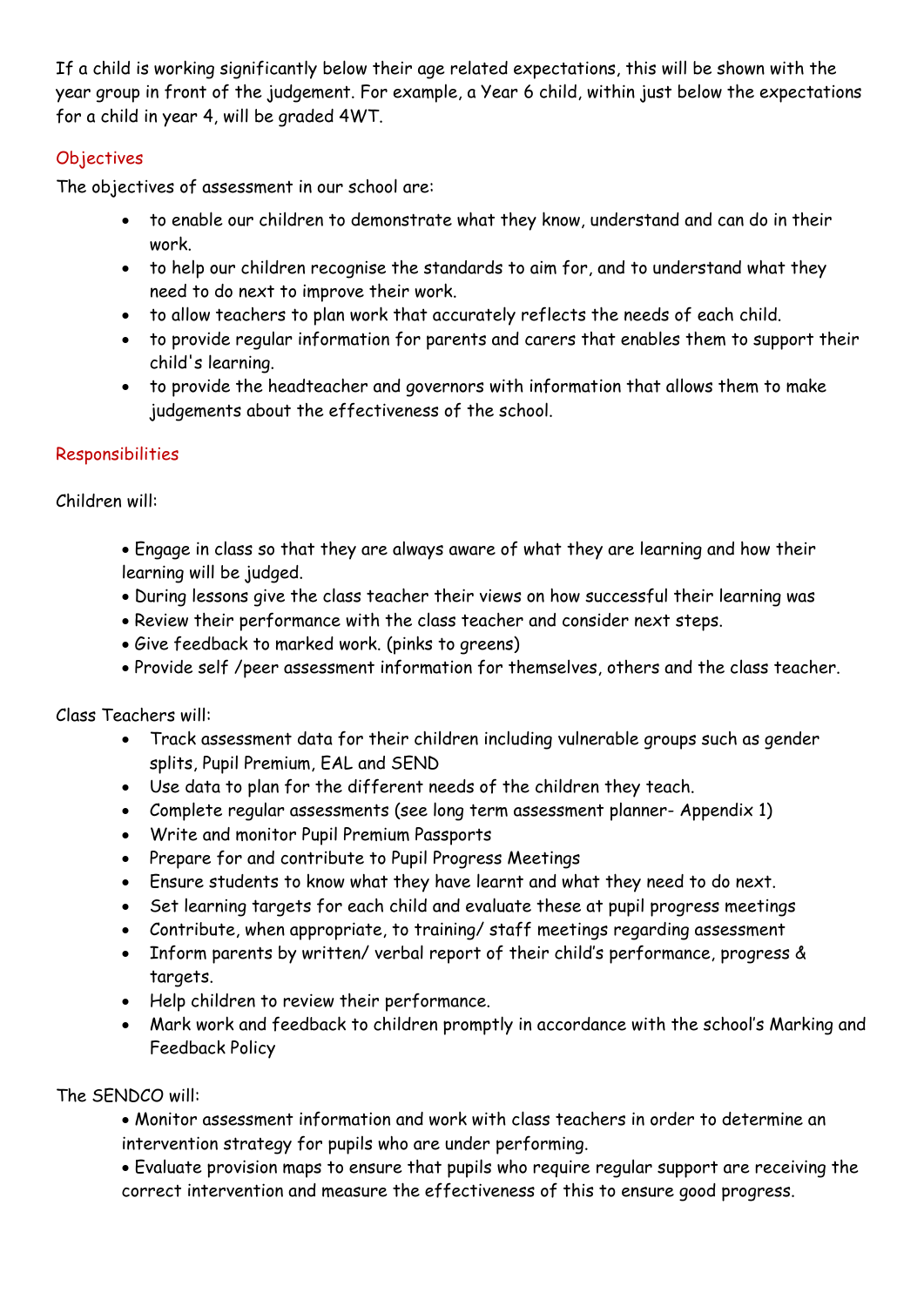If a child is working significantly below their age related expectations, this will be shown with the year group in front of the judgement. For example, a Year 6 child, within just below the expectations for a child in year 4, will be graded 4WT.

## Objectives

The objectives of assessment in our school are:

- to enable our children to demonstrate what they know, understand and can do in their work.
- to help our children recognise the standards to aim for, and to understand what they need to do next to improve their work.
- to allow teachers to plan work that accurately reflects the needs of each child.
- to provide regular information for parents and carers that enables them to support their child's learning.
- to provide the headteacher and governors with information that allows them to make judgements about the effectiveness of the school.

## Responsibilities

Children will:

- Engage in class so that they are always aware of what they are learning and how their learning will be judged.
- During lessons give the class teacher their views on how successful their learning was
- Review their performance with the class teacher and consider next steps.
- Give feedback to marked work. (pinks to greens)
- Provide self /peer assessment information for themselves, others and the class teacher.

Class Teachers will:

- Track assessment data for their children including vulnerable groups such as gender splits, Pupil Premium, EAL and SEND
- Use data to plan for the different needs of the children they teach.
- Complete regular assessments (see long term assessment planner- Appendix 1)
- Write and monitor Pupil Premium Passports
- Prepare for and contribute to Pupil Progress Meetings
- Ensure students to know what they have learnt and what they need to do next.
- Set learning targets for each child and evaluate these at pupil progress meetings
- Contribute, when appropriate, to training/ staff meetings regarding assessment
- Inform parents by written/ verbal report of their child's performance, progress & targets.
- Help children to review their performance.
- Mark work and feedback to children promptly in accordance with the school's Marking and Feedback Policy

The SENDCO will:

- Monitor assessment information and work with class teachers in order to determine an intervention strategy for pupils who are under performing.
- Evaluate provision maps to ensure that pupils who require regular support are receiving the correct intervention and measure the effectiveness of this to ensure good progress.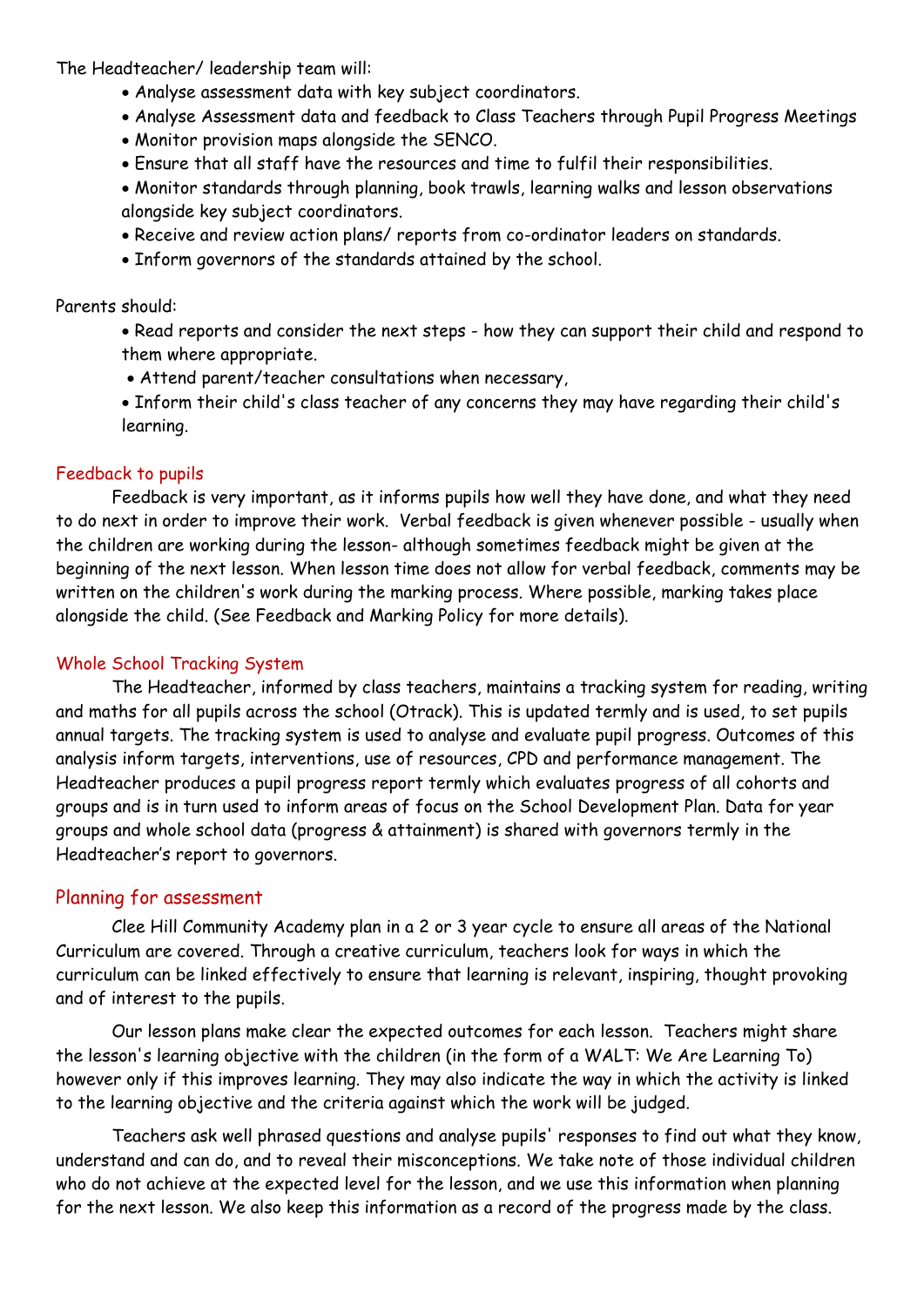The Headteacher/ leadership team will:

- Analyse assessment data with key subject coordinators.
- Analyse Assessment data and feedback to Class Teachers through Pupil Progress Meetings
- Monitor provision maps alongside the SENCO.
- Ensure that all staff have the resources and time to fulfil their responsibilities.
- Monitor standards through planning, book trawls, learning walks and lesson observations alongside key subject coordinators.
- Receive and review action plans/ reports from co-ordinator leaders on standards.
- Inform governors of the standards attained by the school.

Parents should:

- Read reports and consider the next steps - how they can support their child and respond to them where appropriate.
- Attend parent/teacher consultations when necessary,
- Inform their child's class teacher of any concerns they may have regarding their child's learning.

## Feedback to pupils

Feedback is very important, as it informs pupils how well they have done, and what they need to do next in order to improve their work. Verbal feedback is given whenever possible - usually when the children are working during the lesson- although sometimes feedback might be given at the beginning of the next lesson. When lesson time does not allow for verbal feedback, comments may be written on the children's work during the marking process. Where possible, marking takes place alongside the child. (See Feedback and Marking Policy for more details).

## Whole School Tracking System

The Headteacher, informed by class teachers, maintains a tracking system for reading, writing and maths for all pupils across the school (Otrack). This is updated termly and is used, to set pupils annual targets. The tracking system is used to analyse and evaluate pupil progress. Outcomes of this analysis inform targets, interventions, use of resources, CPD and performance management. The Headteacher produces a pupil progress report termly which evaluates progress of all cohorts and groups and is in turn used to inform areas of focus on the School Development Plan. Data for year groups and whole school data (progress & attainment) is shared with governors termly in the Headteacher's report to governors.

## Planning for assessment

Clee Hill Community Academy plan in a 2 or 3 year cycle to ensure all areas of the National Curriculum are covered. Through a creative curriculum, teachers look for ways in which the curriculum can be linked effectively to ensure that learning is relevant, inspiring, thought provoking and of interest to the pupils.

Our lesson plans make clear the expected outcomes for each lesson. Teachers might share the lesson's learning objective with the children (in the form of a WALT: We Are Learning To) however only if this improves learning. They may also indicate the way in which the activity is linked to the learning objective and the criteria against which the work will be judged.

Teachers ask well phrased questions and analyse pupils' responses to find out what they know, understand and can do, and to reveal their misconceptions. We take note of those individual children who do not achieve at the expected level for the lesson, and we use this information when planning for the next lesson. We also keep this information as a record of the progress made by the class.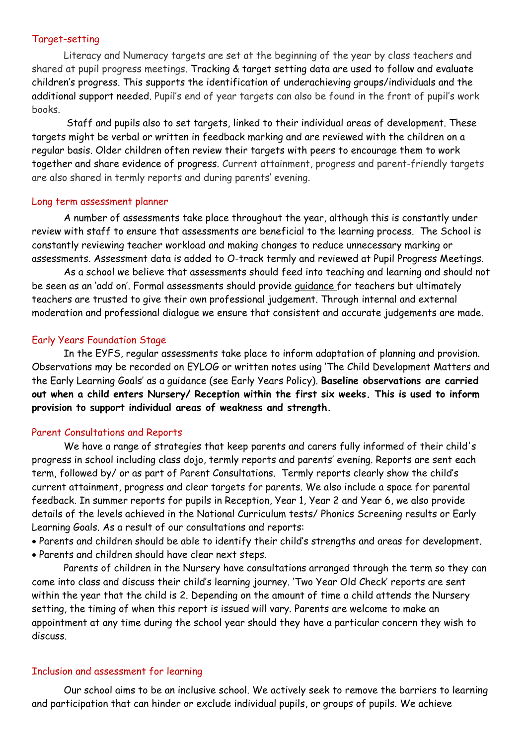## Target-setting

Literacy and Numeracy targets are set at the beginning of the year by class teachers and shared at pupil progress meetings. Tracking & target setting data are used to follow and evaluate children's progress. This supports the identification of underachieving groups/individuals and the additional support needed. Pupil's end of year targets can also be found in the front of pupil's work books.

Staff and pupils also to set targets, linked to their individual areas of development. These targets might be verbal or written in feedback marking and are reviewed with the children on a regular basis. Older children often review their targets with peers to encourage them to work together and share evidence of progress. Current attainment, progress and parent-friendly targets are also shared in termly reports and during parents' evening.

## Long term assessment planner

A number of assessments take place throughout the year, although this is constantly under review with staff to ensure that assessments are beneficial to the learning process. The School is constantly reviewing teacher workload and making changes to reduce unnecessary marking or assessments. Assessment data is added to O-track termly and reviewed at Pupil Progress Meetings.

As a school we believe that assessments should feed into teaching and learning and should not be seen as an 'add on'. Formal assessments should provide <u>guidance</u> for teachers but ultimately teachers are trusted to give their own professional judgement. Through internal and external moderation and professional dialogue we ensure that consistent and accurate judgements are made.

## Early Years Foundation Stage

In the EYFS, regular assessments take place to inform adaptation of planning and provision. Observations may be recorded on EYLOG or written notes using 'The Child Development Matters and the Early Learning Goals' as a guidance (see Early Years Policy). **Baseline observations are carried out when a child enters Nursery/ Reception within the first six weeks. This is used to inform provision to support individual areas of weakness and strength.**

## Parent Consultations and Reports

We have a range of strategies that keep parents and carers fully informed of their child's progress in school including class dojo, termly reports and parents' evening. Reports are sent each term, followed by/ or as part of Parent Consultations. Termly reports clearly show the child's current attainment, progress and clear targets for parents. We also include a space for parental feedback. In summer reports for pupils in Reception, Year 1, Year 2 and Year 6, we also provide details of the levels achieved in the National Curriculum tests/ Phonics Screening results or Early Learning Goals. As a result of our consultations and reports:

- Parents and children should be able to identify their child's strengths and areas for development.
- Parents and children should have clear next steps.

Parents of children in the Nursery have consultations arranged through the term so they can come into class and discuss their child's learning journey. 'Two Year Old Check' reports are sent within the year that the child is 2. Depending on the amount of time a child attends the Nursery setting, the timing of when this report is issued will vary. Parents are welcome to make an appointment at any time during the school year should they have a particular concern they wish to discuss.

## Inclusion and assessment for learning

Our school aims to be an inclusive school. We actively seek to remove the barriers to learning and participation that can hinder or exclude individual pupils, or groups of pupils. We achieve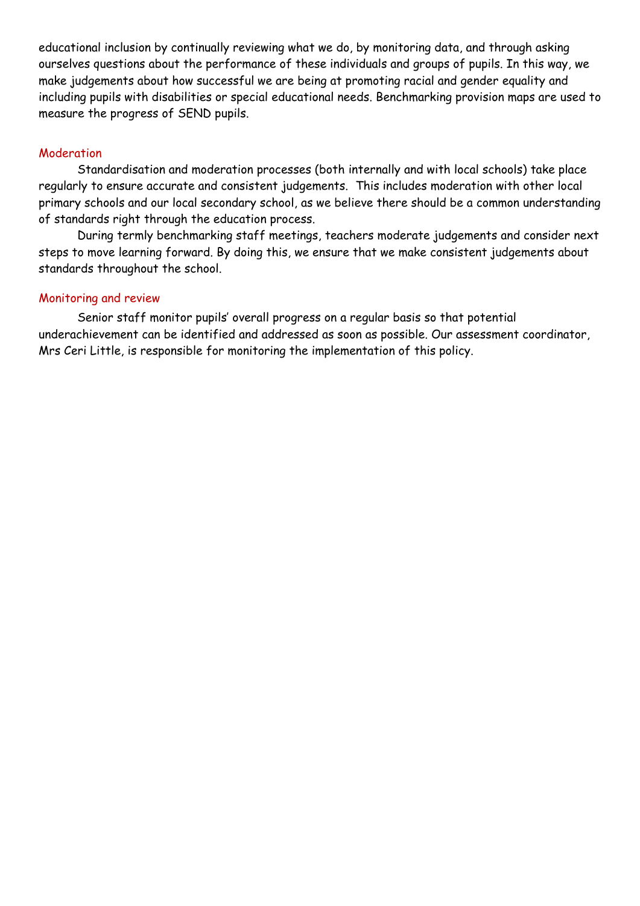educational inclusion by continually reviewing what we do, by monitoring data, and through asking ourselves questions about the performance of these individuals and groups of pupils. In this way, we make judgements about how successful we are being at promoting racial and gender equality and including pupils with disabilities or special educational needs. Benchmarking provision maps are used to measure the progress of SEND pupils.

## Moderation

Standardisation and moderation processes (both internally and with local schools) take place regularly to ensure accurate and consistent judgements. This includes moderation with other local primary schools and our local secondary school, as we believe there should be a common understanding of standards right through the education process.

During termly benchmarking staff meetings, teachers moderate judgements and consider next steps to move learning forward. By doing this, we ensure that we make consistent judgements about standards throughout the school.

## Monitoring and review

Senior staff monitor pupils' overall progress on a regular basis so that potential underachievement can be identified and addressed as soon as possible. Our assessment coordinator, Mrs Ceri Little, is responsible for monitoring the implementation of this policy.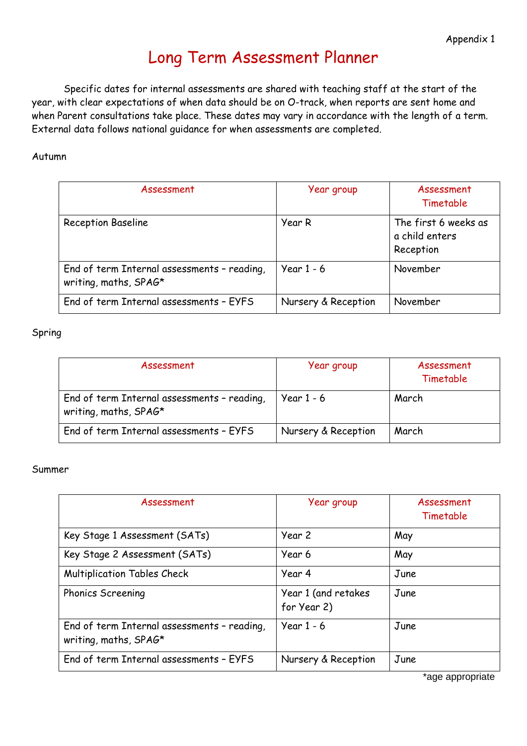Appendix 1

# Long Term Assessment Planner

Specific dates for internal assessments are shared with teaching staff at the start of the year, with clear expectations of when data should be on O-track, when reports are sent home and when Parent consultations take place. These dates may vary in accordance with the length of a term. External data follows national guidance for when assessments are completed.

Autumn

| Assessment | Year group | Assessment Timetable |
|---|---|---|
| Reception Baseline | Year R | The first 6 weeks as a child enters Reception |
| End of term Internal assessments – reading, writing, maths, SPAG* | Year 1 - 6 | November |
| End of term Internal assessments – EYFS | Nursery & Reception | November |

Spring

| Assessment | Year group | Assessment Timetable |
|---|---|---|
| End of term Internal assessments – reading, writing, maths, SPAG* | Year 1 - 6 | March |
| End of term Internal assessments – EYFS | Nursery & Reception | March |

Summer

| Assessment | Year group | Assessment Timetable |
|---|---|---|
| Key Stage 1 Assessment (SATs) | Year 2 | May |
| Key Stage 2 Assessment (SATs) | Year 6 | May |
| Multiplication Tables Check | Year 4 | June |
| Phonics Screening | Year 1 (and retakes for Year 2) | June |
| End of term Internal assessments – reading, writing, maths, SPAG* | Year 1 - 6 | June |
| End of term Internal assessments – EYFS | Nursery & Reception | June |

*age appropriate